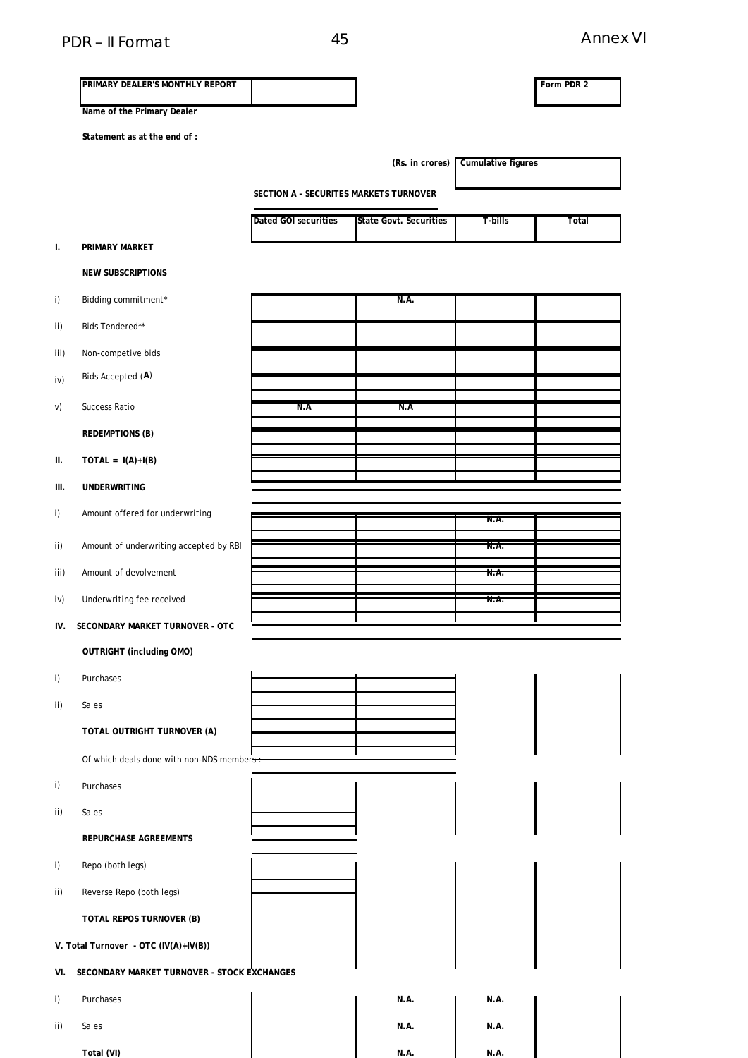PDR – II Format

Annex VI

| **PRIMARY DEALER'S MONTHLY REPORT** | | | **Form PDR 2** |
|---|---|---|---|

**Name of the Primary Dealer**

**Statement as at the end of :**

**(Rs. in crores)** **Cumulative figures**

**SECTION A - SECURITES MARKETS TURNOVER**

| | | Dated GOI securities | State Govt. Securities | T-bills | Total |
|---|---|---|---|---|---|
| **I.** | **PRIMARY MARKET** | | | | |
| | **NEW SUBSCRIPTIONS** | | | | |
| i) | Bidding commitment* | | N.A. | | |
| ii) | Bids Tendered** | | | | |
| iii) | Non-competive bids | | | | |
| iv) | Bids Accepted (**A**) | | | | |
| v) | Success Ratio | N.A | N.A | | |
| | **REDEMPTIONS (B)** | | | | |
| **II.** | **TOTAL = I(A)+I(B)** | | | | |
| **III.** | **UNDERWRITING** | | | | |
| i) | Amount offered for underwriting | | | N.A. | |
| ii) | Amount of underwriting accepted by RBI | | | N.A. | |
| iii) | Amount of devolvement | | | N.A. | |
| iv) | Underwriting fee received | | | N.A. | |
| **IV.** | **SECONDARY MARKET TURNOVER - OTC** | | | | |
| | **OUTRIGHT (including OMO)** | | | | |
| i) | Purchases | | | | |
| ii) | Sales | | | | |
| | **TOTAL OUTRIGHT TURNOVER (A)** | | | | |
| | Of which deals done with non-NDS members : | | | | |
| i) | Purchases | | | | |
| ii) | Sales | | | | |
| | **REPURCHASE AGREEMENTS** | | | | |
| i) | Repo (both legs) | | | | |
| ii) | Reverse Repo (both legs) | | | | |
| | **TOTAL REPOS TURNOVER (B)** | | | | |
| **V.** | **Total Turnover - OTC (IV(A)+IV(B))** | | | | |
| **VI.** | **SECONDARY MARKET TURNOVER - STOCK EXCHANGES** | | | | |
| i) | Purchases | | N.A. | N.A. | |
| ii) | Sales | | N.A. | N.A. | |
| | **Total (VI)** | | N.A. | N.A. | |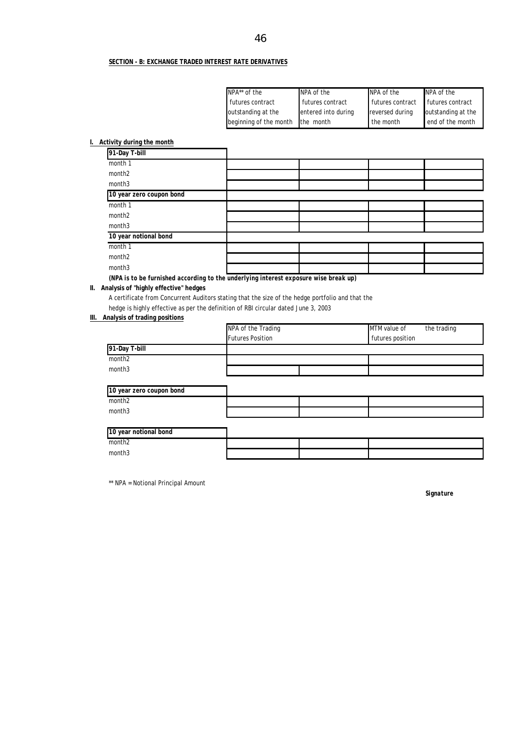**SECTION - B: EXCHANGE TRADED INTEREST RATE DERIVATIVES**

**I. Activity during the month**

| | NPA** of the futures contract outstanding at the beginning of the month | NPA of the futures contract entered into during the month | NPA of the futures contract reversed during the month | NPA of the futures contract outstanding at the end of the month |
|---|---|---|---|---|
| **91-Day T-bill** | | | | |
| month 1 | | | | |
| month2 | | | | |
| month3 | | | | |
| **10 year zero coupon bond** | | | | |
| month 1 | | | | |
| month2 | | | | |
| month3 | | | | |
| **10 year notional bond** | | | | |
| month 1 | | | | |
| month2 | | | | |
| month3 | | | | |

***(NPA is to be furnished according to the underlying interest exposure wise break up)***

**II. Analysis of "highly effective" hedges**

A certificate from Concurrent Auditors stating that the size of the hedge portfolio and that the hedge is highly effective as per the definition of RBI circular dated June 3, 2003

**III. Analysis of trading positions**

| | NPA of the Trading Futures Position | | MTM value of the trading futures position |
|---|---|---|---|
| **91-Day T-bill** | | | |
| month2 | | | |
| month3 | | | |

| | | | |
|---|---|---|---|
| **10 year zero coupon bond** | | | |
| month2 | | | |
| month3 | | | |

| | | | |
|---|---|---|---|
| **10 year notional bond** | | | |
| month2 | | | |
| month3 | | | |

** NPA = Notional Principal Amount

***Signature***